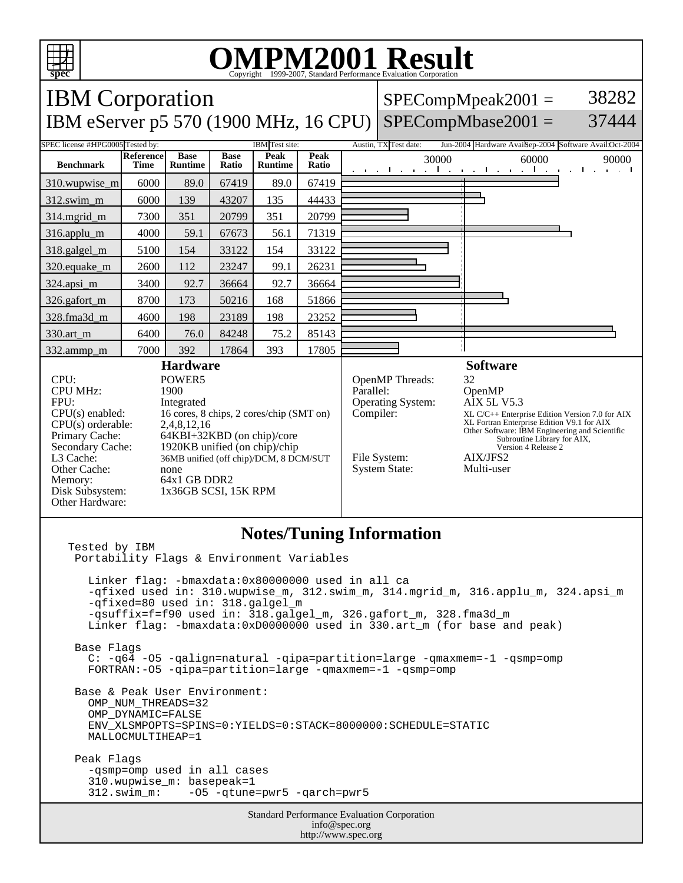# OMPM2001 Result

Copyright 1999-2007, Standard Performance Evaluation Corporation

## IBM Corporation

IBM eServer p5 570 (1900 MHz, 16 CPU)

SPECompMpeak2001 = 38282

SPECompMbase2001 = 37444

SPEC license #: HPG0005 | Tested by: IBM | Test site: Austin, TX | Test date: Jun-2004 | Hardware Avail: Sep-2004 | Software Avail: Oct-2004

| Benchmark | Reference Time | Base Runtime | Base Ratio | Peak Runtime | Peak Ratio |
|---|---|---|---|---|---|
| 310.wupwise_m | 6000 | 89.0 | 67419 | 89.0 | 67419 |
| 312.swim_m | 6000 | 139 | 43207 | 135 | 44433 |
| 314.mgrid_m | 7300 | 351 | 20799 | 351 | 20799 |
| 316.applu_m | 4000 | 59.1 | 67673 | 56.1 | 71319 |
| 318.galgel_m | 5100 | 154 | 33122 | 154 | 33122 |
| 320.equake_m | 2600 | 112 | 23247 | 99.1 | 26231 |
| 324.apsi_m | 3400 | 92.7 | 36664 | 92.7 | 36664 |
| 326.gafort_m | 8700 | 173 | 50216 | 168 | 51866 |
| 328.fma3d_m | 4600 | 198 | 23189 | 198 | 23252 |
| 330.art_m | 6400 | 76.0 | 84248 | 75.2 | 85143 |
| 332.ammp_m | 7000 | 392 | 17864 | 393 | 17805 |

### Hardware

| | |
|---|---|
| CPU: | POWER5 |
| CPU MHz: | 1900 |
| FPU: | Integrated |
| CPU(s) enabled: | 16 cores, 8 chips, 2 cores/chip (SMT on) |
| CPU(s) orderable: | 2,4,8,12,16 |
| Primary Cache: | 64KBI+32KBD (on chip)/core |
| Secondary Cache: | 1920KB unified (on chip)/chip |
| L3 Cache: | 36MB unified (off chip)/DCM, 8 DCM/SUT |
| Other Cache: | none |
| Memory: | 64x1 GB DDR2 |
| Disk Subsystem: | 1x36GB SCSI, 15K RPM |
| Other Hardware: | |

### Software

| | |
|---|---|
| OpenMP Threads: | 32 |
| Parallel: | OpenMP |
| Operating System: | AIX 5L V5.3 |
| Compiler: | XL C/C++ Enterprise Edition Version 7.0 for AIX<br>XL Fortran Enterprise Edition V9.1 for AIX<br>Other Software: IBM Engineering and Scientific Subroutine Library for AIX, Version 4 Release 2 |
| File System: | AIX/JFS2 |
| System State: | Multi-user |

### Notes/Tuning Information

```
Tested by IBM
 Portability Flags & Environment Variables

   Linker flag: -bmaxdata:0x80000000 used in all ca
   -qfixed used in: 310.wupwise_m, 312.swim_m, 314.mgrid_m, 316.applu_m, 324.apsi_m
   -qfixed=80 used in: 318.galgel_m
   -qsuffix=f=f90 used in: 318.galgel_m, 326.gafort_m, 328.fma3d_m
   Linker flag: -bmaxdata:0xD0000000 used in 330.art_m (for base and peak)

 Base Flags
   C: -q64 -O5 -qalign=natural -qipa=partition=large -qmaxmem=-1 -qsmp=omp
   FORTRAN:-O5 -qipa=partition=large -qmaxmem=-1 -qsmp=omp

 Base & Peak User Environment:
   OMP_NUM_THREADS=32
   OMP_DYNAMIC=FALSE
   ENV_XLSMPOPTS=SPINS=0:YIELDS=0:STACK=8000000:SCHEDULE=STATIC
   MALLOCMULTIHEAP=1

 Peak Flags
   -qsmp=omp used in all cases
   310.wupwise_m: basepeak=1
   312.swim_m:    -O5 -qtune=pwr5 -qarch=pwr5
```

Standard Performance Evaluation Corporation
info@spec.org
http://www.spec.org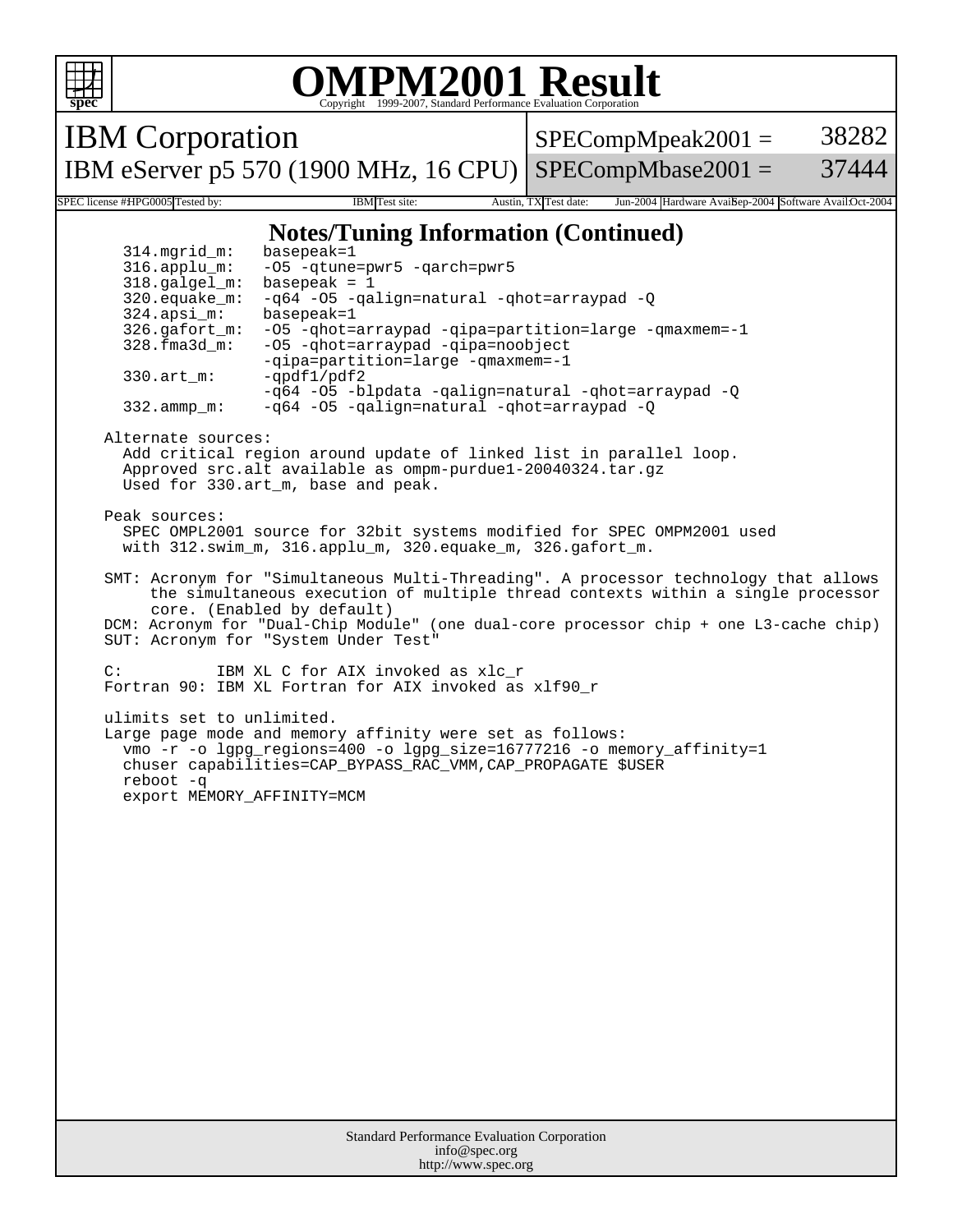# OMPM2001 Result

Copyright 1999-2007, Standard Performance Evaluation Corporation

## IBM Corporation

IBM eServer p5 570 (1900 MHz, 16 CPU)

SPECompMpeak2001 = 38282

SPECompMbase2001 = 37444

SPEC license #: HPG0005 Tested by: IBM Test site: Austin, TX Test date: Jun-2004 Hardware Avail: Sep-2004 Software Avail: Oct-2004

### Notes/Tuning Information (Continued)

```
   314.mgrid_m:   basepeak=1
   316.applu_m:   -O5 -qtune=pwr5 -qarch=pwr5
   318.galgel_m:  basepeak = 1
   320.equake_m:  -q64 -O5 -qalign=natural -qhot=arraypad -Q
   324.apsi_m:    basepeak=1
   326.gafort_m:  -O5 -qhot=arraypad -qipa=partition=large -qmaxmem=-1
   328.fma3d_m:   -O5 -qhot=arraypad -qipa=noobject
                  -qipa=partition=large -qmaxmem=-1
   330.art_m:     -qpdf1/pdf2
                  -q64 -O5 -blpdata -qalign=natural -qhot=arraypad -Q
   332.ammp_m:    -q64 -O5 -qalign=natural -qhot=arraypad -Q

Alternate sources:
   Add critical region around update of linked list in parallel loop.
   Approved src.alt available as ompm-purdue1-20040324.tar.gz
   Used for 330.art_m, base and peak.

Peak sources:
   SPEC OMPL2001 source for 32bit systems modified for SPEC OMPM2001 used
   with 312.swim_m, 316.applu_m, 320.equake_m, 326.gafort_m.

SMT: Acronym for "Simultaneous Multi-Threading". A processor technology that allows
     the simultaneous execution of multiple thread contexts within a single processor
     core. (Enabled by default)
DCM: Acronym for "Dual-Chip Module" (one dual-core processor chip + one L3-cache chip)
SUT: Acronym for "System Under Test"

C:          IBM XL C for AIX invoked as xlc_r
Fortran 90: IBM XL Fortran for AIX invoked as xlf90_r

ulimits set to unlimited.
Large page mode and memory affinity were set as follows:
   vmo -r -o lgpg_regions=400 -o lgpg_size=16777216 -o memory_affinity=1
   chuser capabilities=CAP_BYPASS_RAC_VMM,CAP_PROPAGATE $USER
   reboot -q
   export MEMORY_AFFINITY=MCM
```

Standard Performance Evaluation Corporation
info@spec.org
http://www.spec.org